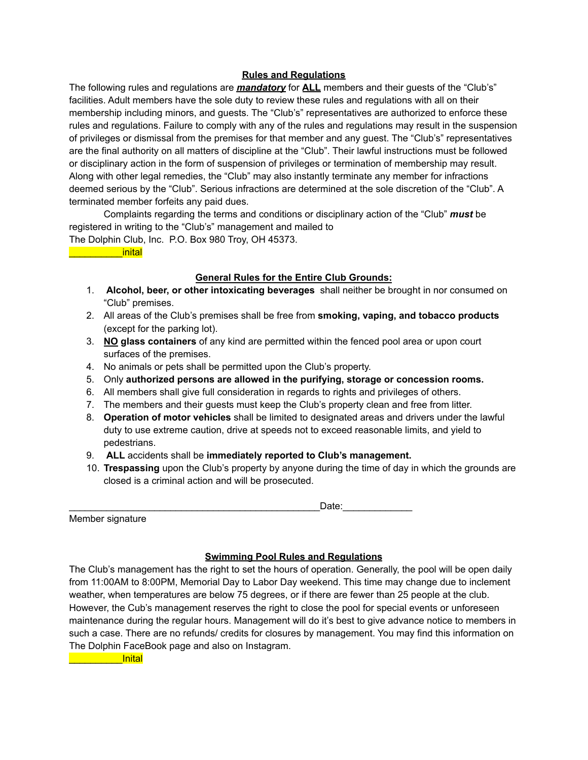## Rules and Regulations

The following rules and regulations are ***mandatory*** for **ALL** members and their guests of the "Club's" facilities. Adult members have the sole duty to review these rules and regulations with all on their membership including minors, and guests. The "Club's" representatives are authorized to enforce these rules and regulations. Failure to comply with any of the rules and regulations may result in the suspension of privileges or dismissal from the premises for that member and any guest. The "Club's" representatives are the final authority on all matters of discipline at the "Club". Their lawful instructions must be followed or disciplinary action in the form of suspension of privileges or termination of membership may result. Along with other legal remedies, the "Club" may also instantly terminate any member for infractions deemed serious by the "Club". Serious infractions are determined at the sole discretion of the "Club". A terminated member forfeits any paid dues.

Complaints regarding the terms and conditions or disciplinary action of the "Club" ***must*** be registered in writing to the "Club's" management and mailed to
The Dolphin Club, Inc. P.O. Box 980 Troy, OH 45373.

__________inital

## General Rules for the Entire Club Grounds:

1. **Alcohol, beer, or other intoxicating beverages** shall neither be brought in nor consumed on "Club" premises.
2. All areas of the Club's premises shall be free from **smoking, vaping, and tobacco products** (except for the parking lot).
3. **NO glass containers** of any kind are permitted within the fenced pool area or upon court surfaces of the premises.
4. No animals or pets shall be permitted upon the Club's property.
5. Only **authorized persons are allowed in the purifying, storage or concession rooms.**
6. All members shall give full consideration in regards to rights and privileges of others.
7. The members and their guests must keep the Club's property clean and free from litter.
8. **Operation of motor vehicles** shall be limited to designated areas and drivers under the lawful duty to use extreme caution, drive at speeds not to exceed reasonable limits, and yield to pedestrians.
9. **ALL** accidents shall be **immediately reported to Club's management.**
10. **Trespassing** upon the Club's property by anyone during the time of day in which the grounds are closed is a criminal action and will be prosecuted.

_______________________________________________Date:_____________
Member signature

## Swimming Pool Rules and Regulations

The Club's management has the right to set the hours of operation. Generally, the pool will be open daily from 11:00AM to 8:00PM, Memorial Day to Labor Day weekend. This time may change due to inclement weather, when temperatures are below 75 degrees, or if there are fewer than 25 people at the club. However, the Cub's management reserves the right to close the pool for special events or unforeseen maintenance during the regular hours. Management will do it's best to give advance notice to members in such a case. There are no refunds/ credits for closures by management. You may find this information on The Dolphin FaceBook page and also on Instagram.

__________Inital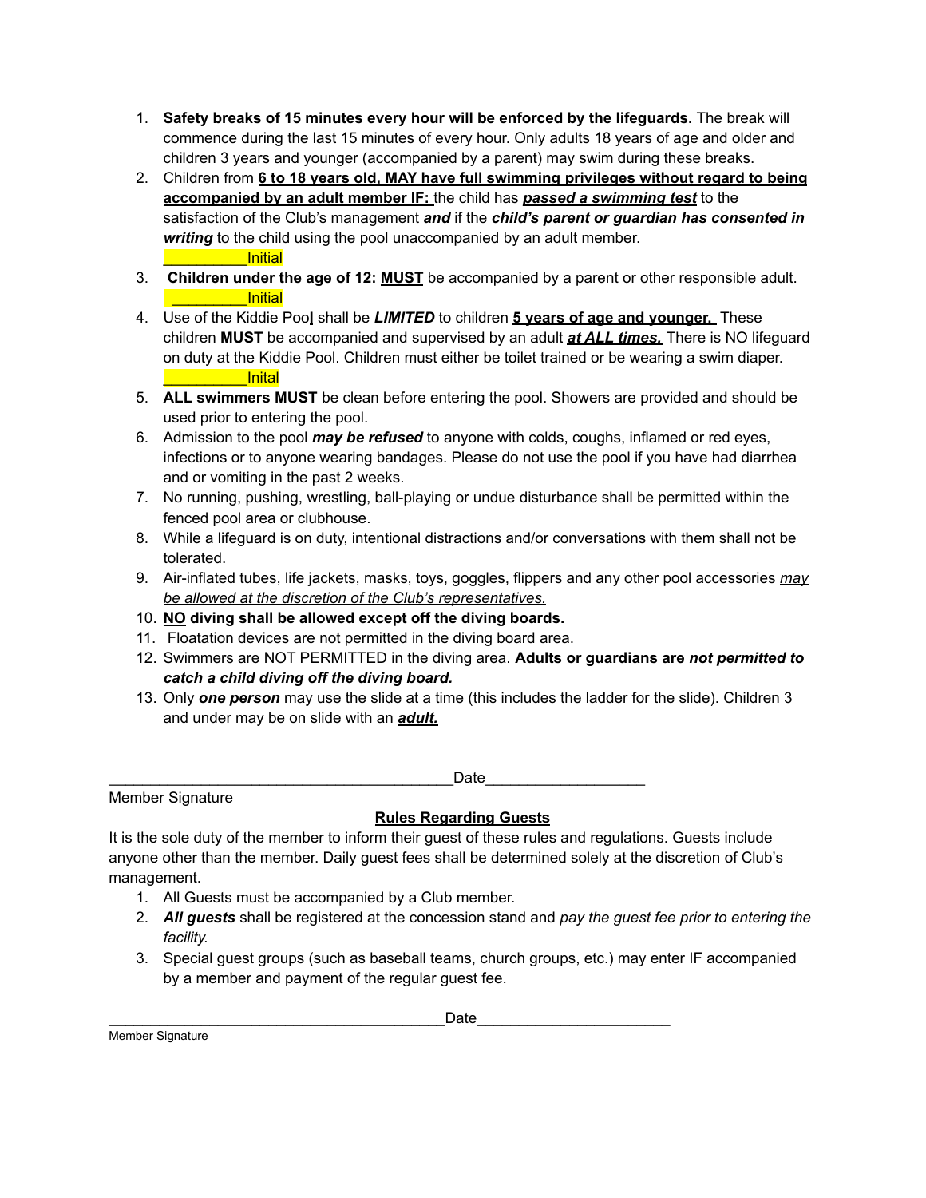1. **Safety breaks of 15 minutes every hour will be enforced by the lifeguards.** The break will commence during the last 15 minutes of every hour. Only adults 18 years of age and older and children 3 years and younger (accompanied by a parent) may swim during these breaks.
2. Children from **6 to 18 years old, MAY have full swimming privileges without regard to being accompanied by an adult member IF:** the child has ***passed a swimming test*** to the satisfaction of the Club's management ***and*** if the ***child's parent or guardian has consented in writing*** to the child using the pool unaccompanied by an adult member.
   __________Initial
3. **Children under the age of 12:** **MUST** be accompanied by a parent or other responsible adult.
   _________Initial
4. Use of the Kiddie Poo**l** shall be ***LIMITED*** to children **5 years of age and younger.** These children **MUST** be accompanied and supervised by an adult ***at ALL times.*** There is NO lifeguard on duty at the Kiddie Pool. Children must either be toilet trained or be wearing a swim diaper.
   __________Inital
5. **ALL swimmers MUST** be clean before entering the pool. Showers are provided and should be used prior to entering the pool.
6. Admission to the pool ***may be refused*** to anyone with colds, coughs, inflamed or red eyes, infections or to anyone wearing bandages. Please do not use the pool if you have had diarrhea and or vomiting in the past 2 weeks.
7. No running, pushing, wrestling, ball-playing or undue disturbance shall be permitted within the fenced pool area or clubhouse.
8. While a lifeguard is on duty, intentional distractions and/or conversations with them shall not be tolerated.
9. Air-inflated tubes, life jackets, masks, toys, goggles, flippers and any other pool accessories *may be allowed at the discretion of the Club's representatives.*
10. **NO diving shall be allowed except off the diving boards.**
11. Floatation devices are not permitted in the diving board area.
12. Swimmers are NOT PERMITTED in the diving area. **Adults or guardians are *not permitted to catch a child diving off the diving board.***
13. Only ***one person*** may use the slide at a time (this includes the ladder for the slide). Children 3 and under may be on slide with an ***adult.***

________________________________________Date__________________

Member Signature

## Rules Regarding Guests

It is the sole duty of the member to inform their guest of these rules and regulations. Guests include anyone other than the member. Daily guest fees shall be determined solely at the discretion of Club's management.

1. All Guests must be accompanied by a Club member.
2. ***All guests*** shall be registered at the concession stand and *pay the guest fee prior to entering the facility.*
3. Special guest groups (such as baseball teams, church groups, etc.) may enter IF accompanied by a member and payment of the regular guest fee.

_______________________________________Date______________________

Member Signature